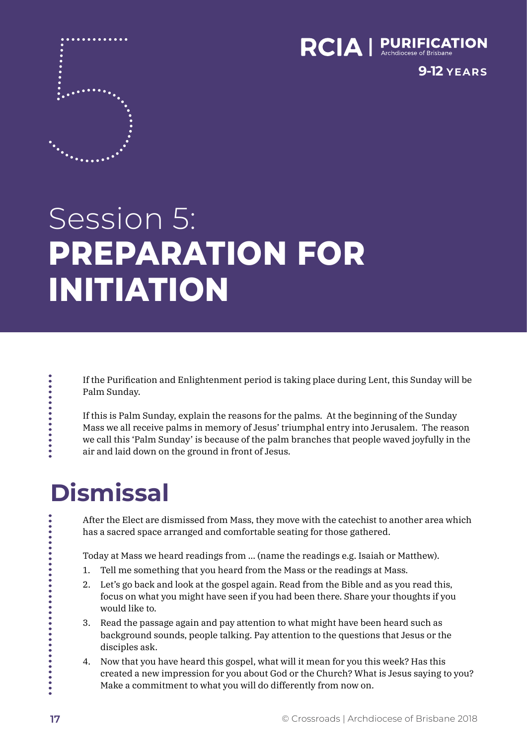# Session 5: PREPARATION FOR INITIATION

If the Purification and Enlightenment period is taking place during Lent, this Sunday will be Palm Sunday.

If this is Palm Sunday, explain the reasons for the palms. At the beginning of the Sunday Mass we all receive palms in memory of Jesus' triumphal entry into Jerusalem. The reason we call this 'Palm Sunday' is because of the palm branches that people waved joyfully in the air and laid down on the ground in front of Jesus.

## Dismissal

After the Elect are dismissed from Mass, they move with the catechist to another area which has a sacred space arranged and comfortable seating for those gathered.

Today at Mass we heard readings from ... (name the readings e.g. Isaiah or Matthew).

1. Tell me something that you heard from the Mass or the readings at Mass.
2. Let's go back and look at the gospel again. Read from the Bible and as you read this, focus on what you might have seen if you had been there. Share your thoughts if you would like to.
3. Read the passage again and pay attention to what might have been heard such as background sounds, people talking. Pay attention to the questions that Jesus or the disciples ask.
4. Now that you have heard this gospel, what will it mean for you this week? Has this created a new impression for you about God or the Church? What is Jesus saying to you? Make a commitment to what you will do differently from now on.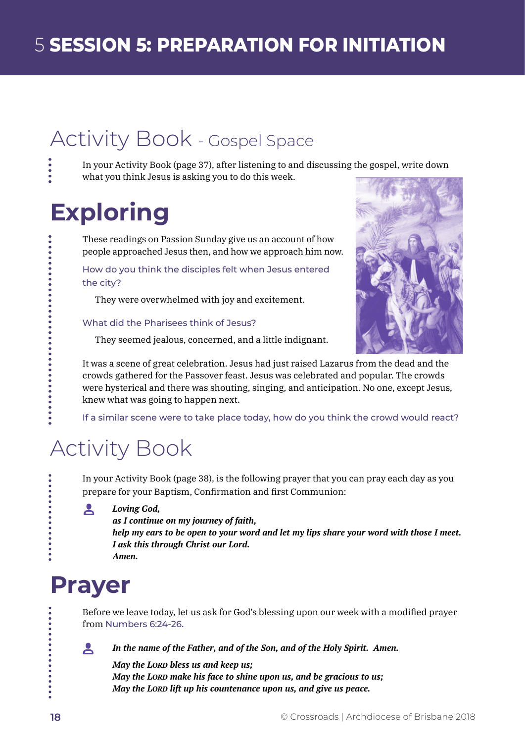# 5 SESSION 5: PREPARATION FOR INITIATION

## Activity Book - Gospel Space

In your Activity Book (page 37), after listening to and discussing the gospel, write down what you think Jesus is asking you to do this week.

# Exploring

These readings on Passion Sunday give us an account of how people approached Jesus then, and how we approach him now.

How do you think the disciples felt when Jesus entered the city?

They were overwhelmed with joy and excitement.

What did the Pharisees think of Jesus?

They seemed jealous, concerned, and a little indignant.

It was a scene of great celebration. Jesus had just raised Lazarus from the dead and the crowds gathered for the Passover feast. Jesus was celebrated and popular. The crowds were hysterical and there was shouting, singing, and anticipation. No one, except Jesus, knew what was going to happen next.

If a similar scene were to take place today, how do you think the crowd would react?

## Activity Book

In your Activity Book (page 38), is the following prayer that you can pray each day as you prepare for your Baptism, Confirmation and first Communion:

***Loving God,***
***as I continue on my journey of faith,***
***help my ears to be open to your word and let my lips share your word with those I meet.***
***I ask this through Christ our Lord.***
***Amen.***

# Prayer

Before we leave today, let us ask for God's blessing upon our week with a modified prayer from Numbers 6:24-26.

***In the name of the Father, and of the Son, and of the Holy Spirit. Amen.***

***May the LORD bless us and keep us;***
***May the LORD make his face to shine upon us, and be gracious to us;***
***May the LORD lift up his countenance upon us, and give us peace.***